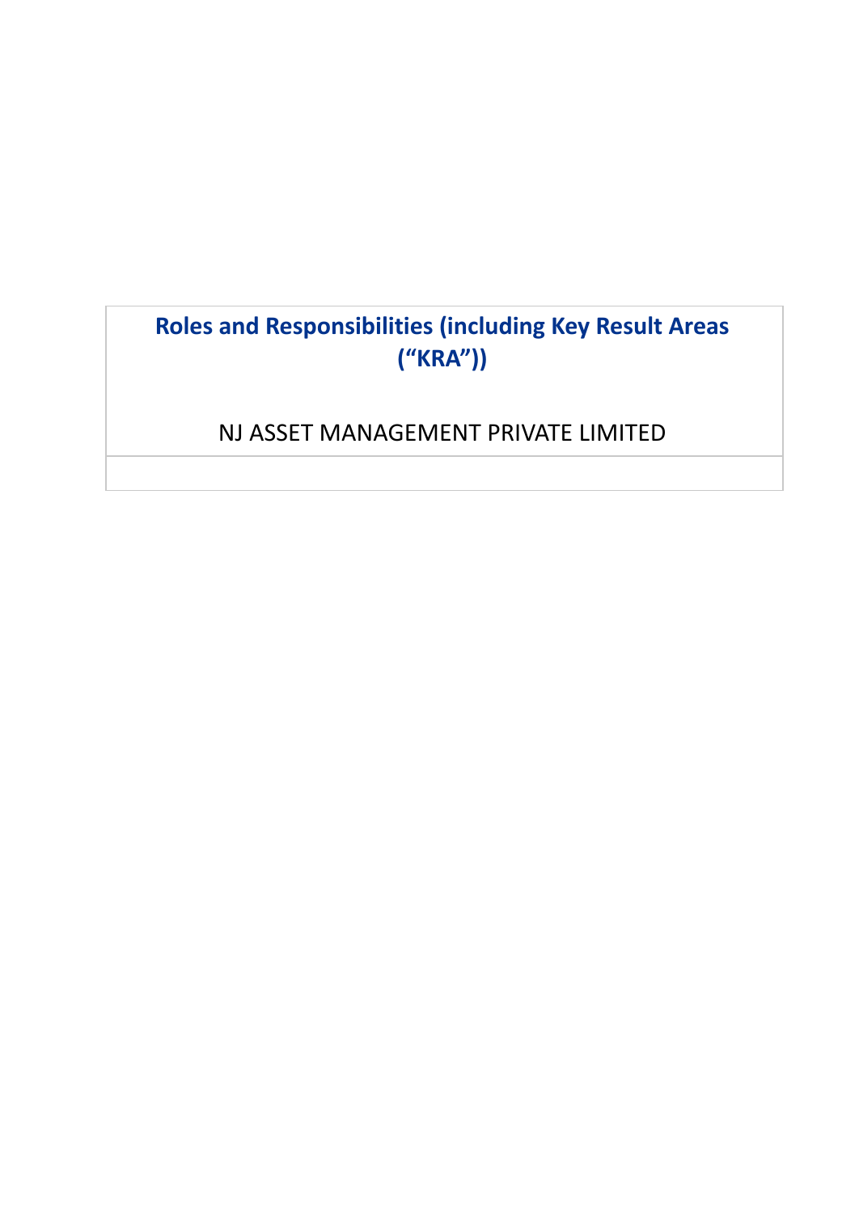# Roles and Responsibilities (including Key Result Areas ("KRA"))

NJ ASSET MANAGEMENT PRIVATE LIMITED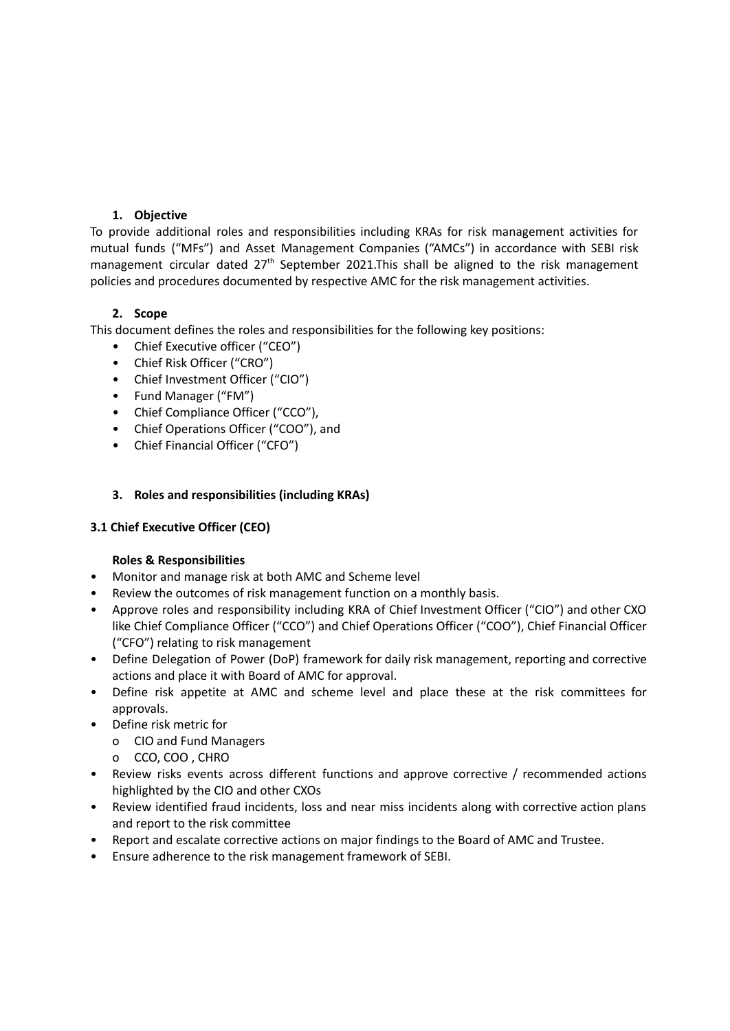## 1. Objective

To provide additional roles and responsibilities including KRAs for risk management activities for mutual funds ("MFs") and Asset Management Companies ("AMCs") in accordance with SEBI risk management circular dated 27th September 2021.This shall be aligned to the risk management policies and procedures documented by respective AMC for the risk management activities.

## 2. Scope

This document defines the roles and responsibilities for the following key positions:

- Chief Executive officer ("CEO")
- Chief Risk Officer ("CRO")
- Chief Investment Officer ("CIO")
- Fund Manager ("FM")
- Chief Compliance Officer ("CCO"),
- Chief Operations Officer ("COO"), and
- Chief Financial Officer ("CFO")

## 3. Roles and responsibilities (including KRAs)

### 3.1 Chief Executive Officer (CEO)

**Roles & Responsibilities**

- Monitor and manage risk at both AMC and Scheme level
- Review the outcomes of risk management function on a monthly basis.
- Approve roles and responsibility including KRA of Chief Investment Officer ("CIO") and other CXO like Chief Compliance Officer ("CCO") and Chief Operations Officer ("COO"), Chief Financial Officer ("CFO") relating to risk management
- Define Delegation of Power (DoP) framework for daily risk management, reporting and corrective actions and place it with Board of AMC for approval.
- Define risk appetite at AMC and scheme level and place these at the risk committees for approvals.
- Define risk metric for
  - o CIO and Fund Managers
  - o CCO, COO , CHRO
- Review risks events across different functions and approve corrective / recommended actions highlighted by the CIO and other CXOs
- Review identified fraud incidents, loss and near miss incidents along with corrective action plans and report to the risk committee
- Report and escalate corrective actions on major findings to the Board of AMC and Trustee.
- Ensure adherence to the risk management framework of SEBI.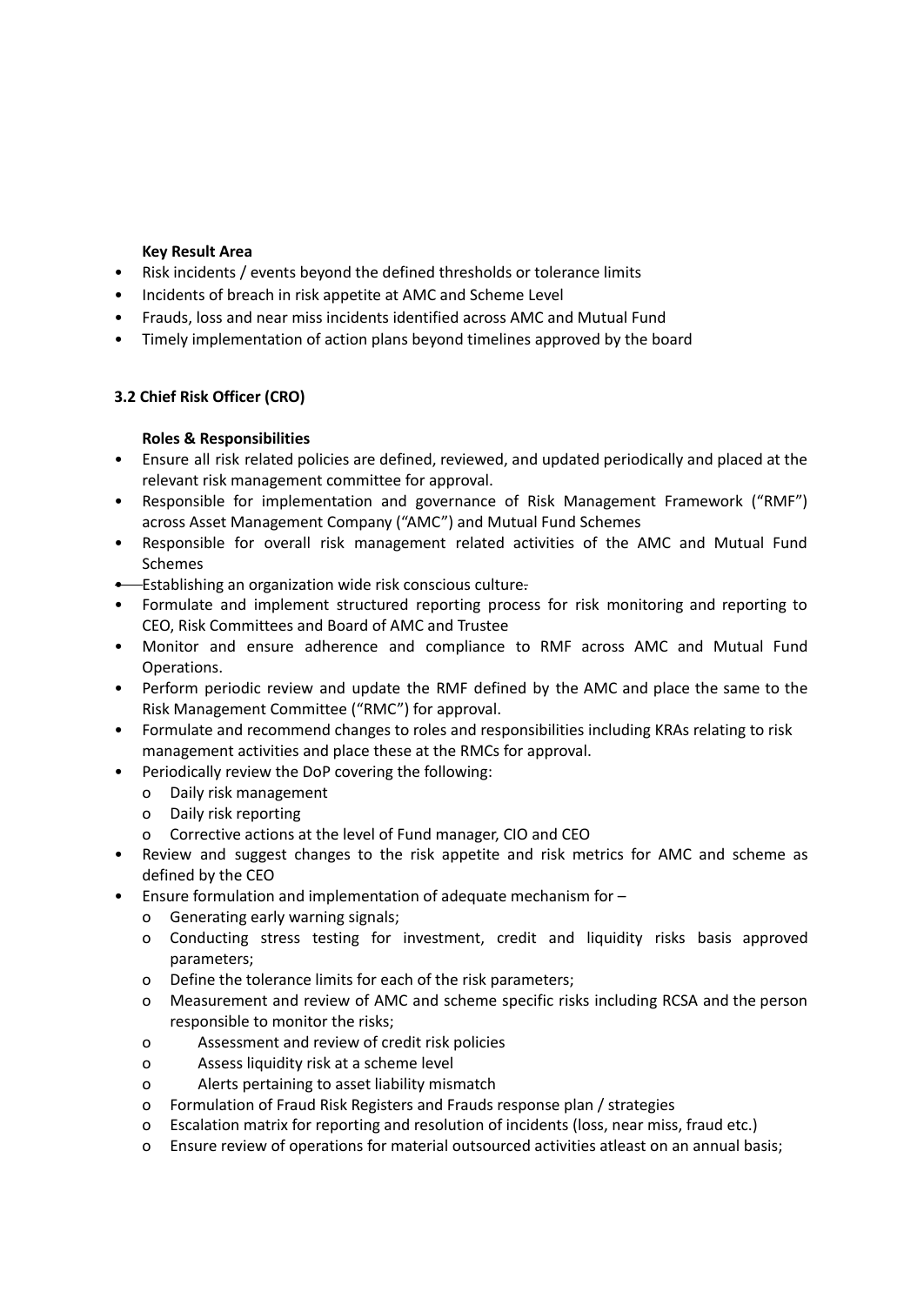**Key Result Area**

- Risk incidents / events beyond the defined thresholds or tolerance limits
- Incidents of breach in risk appetite at AMC and Scheme Level
- Frauds, loss and near miss incidents identified across AMC and Mutual Fund
- Timely implementation of action plans beyond timelines approved by the board

**3.2 Chief Risk Officer (CRO)**

**Roles & Responsibilities**

- Ensure all risk related policies are defined, reviewed, and updated periodically and placed at the relevant risk management committee for approval.
- Responsible for implementation and governance of Risk Management Framework ("RMF") across Asset Management Company ("AMC") and Mutual Fund Schemes
- Responsible for overall risk management related activities of the AMC and Mutual Fund Schemes
- Establishing an organization wide risk conscious culture.
- Formulate and implement structured reporting process for risk monitoring and reporting to CEO, Risk Committees and Board of AMC and Trustee
- Monitor and ensure adherence and compliance to RMF across AMC and Mutual Fund Operations.
- Perform periodic review and update the RMF defined by the AMC and place the same to the Risk Management Committee ("RMC") for approval.
- Formulate and recommend changes to roles and responsibilities including KRAs relating to risk management activities and place these at the RMCs for approval.
- Periodically review the DoP covering the following:
  - Daily risk management
  - Daily risk reporting
  - Corrective actions at the level of Fund manager, CIO and CEO
- Review and suggest changes to the risk appetite and risk metrics for AMC and scheme as defined by the CEO
- Ensure formulation and implementation of adequate mechanism for –
  - Generating early warning signals;
  - Conducting stress testing for investment, credit and liquidity risks basis approved parameters;
  - Define the tolerance limits for each of the risk parameters;
  - Measurement and review of AMC and scheme specific risks including RCSA and the person responsible to monitor the risks;
  - Assessment and review of credit risk policies
  - Assess liquidity risk at a scheme level
  - Alerts pertaining to asset liability mismatch
  - Formulation of Fraud Risk Registers and Frauds response plan / strategies
  - Escalation matrix for reporting and resolution of incidents (loss, near miss, fraud etc.)
  - Ensure review of operations for material outsourced activities atleast on an annual basis;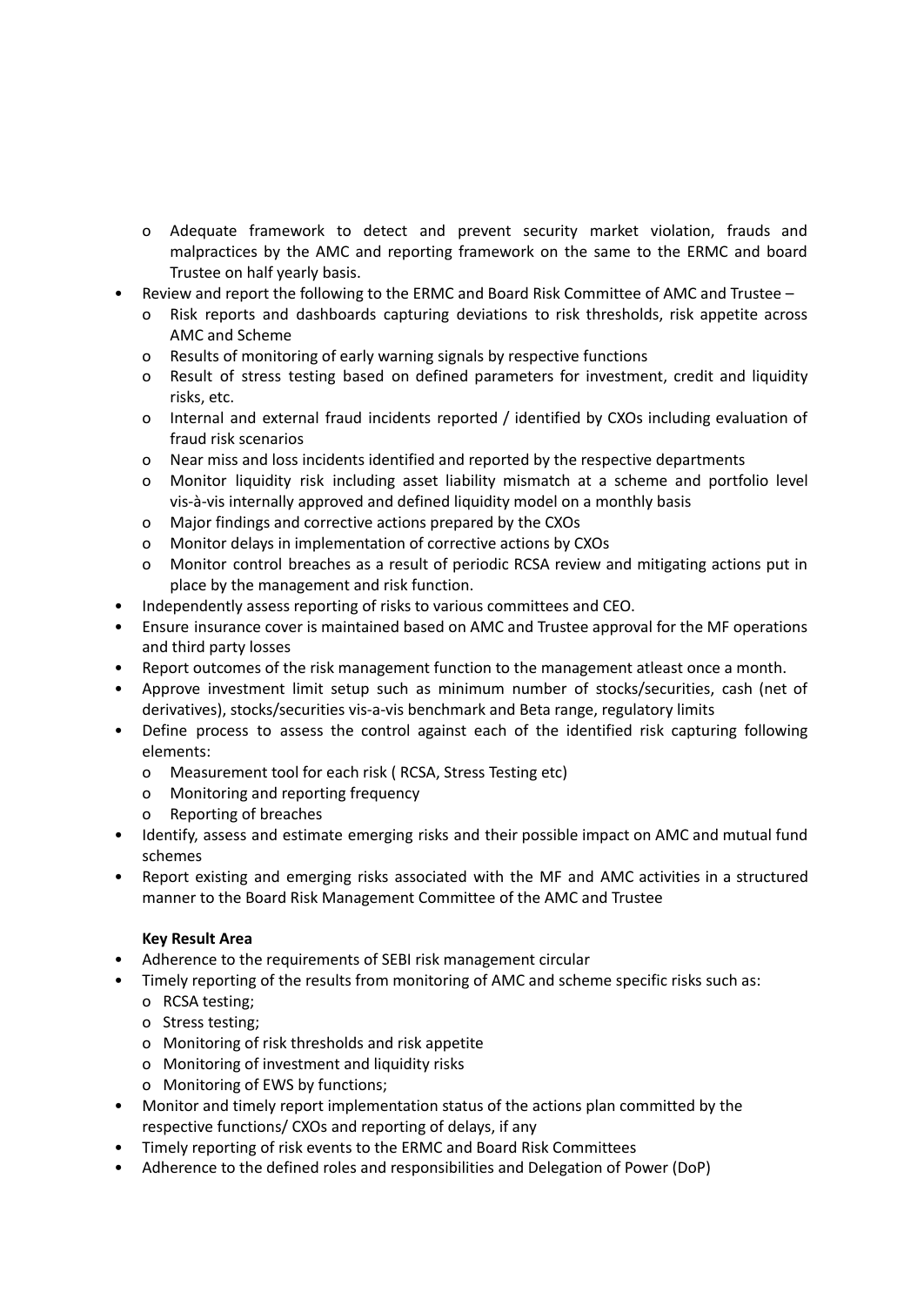- Adequate framework to detect and prevent security market violation, frauds and malpractices by the AMC and reporting framework on the same to the ERMC and board Trustee on half yearly basis.
- Review and report the following to the ERMC and Board Risk Committee of AMC and Trustee –
  - Risk reports and dashboards capturing deviations to risk thresholds, risk appetite across AMC and Scheme
  - Results of monitoring of early warning signals by respective functions
  - Result of stress testing based on defined parameters for investment, credit and liquidity risks, etc.
  - Internal and external fraud incidents reported / identified by CXOs including evaluation of fraud risk scenarios
  - Near miss and loss incidents identified and reported by the respective departments
  - Monitor liquidity risk including asset liability mismatch at a scheme and portfolio level vis-à-vis internally approved and defined liquidity model on a monthly basis
  - Major findings and corrective actions prepared by the CXOs
  - Monitor delays in implementation of corrective actions by CXOs
  - Monitor control breaches as a result of periodic RCSA review and mitigating actions put in place by the management and risk function.
- Independently assess reporting of risks to various committees and CEO.
- Ensure insurance cover is maintained based on AMC and Trustee approval for the MF operations and third party losses
- Report outcomes of the risk management function to the management atleast once a month.
- Approve investment limit setup such as minimum number of stocks/securities, cash (net of derivatives), stocks/securities vis-a-vis benchmark and Beta range, regulatory limits
- Define process to assess the control against each of the identified risk capturing following elements:
  - Measurement tool for each risk ( RCSA, Stress Testing etc)
  - Monitoring and reporting frequency
  - Reporting of breaches
- Identify, assess and estimate emerging risks and their possible impact on AMC and mutual fund schemes
- Report existing and emerging risks associated with the MF and AMC activities in a structured manner to the Board Risk Management Committee of the AMC and Trustee

**Key Result Area**

- Adherence to the requirements of SEBI risk management circular
- Timely reporting of the results from monitoring of AMC and scheme specific risks such as:
  - RCSA testing;
  - Stress testing;
  - Monitoring of risk thresholds and risk appetite
  - Monitoring of investment and liquidity risks
  - Monitoring of EWS by functions;
- Monitor and timely report implementation status of the actions plan committed by the respective functions/ CXOs and reporting of delays, if any
- Timely reporting of risk events to the ERMC and Board Risk Committees
- Adherence to the defined roles and responsibilities and Delegation of Power (DoP)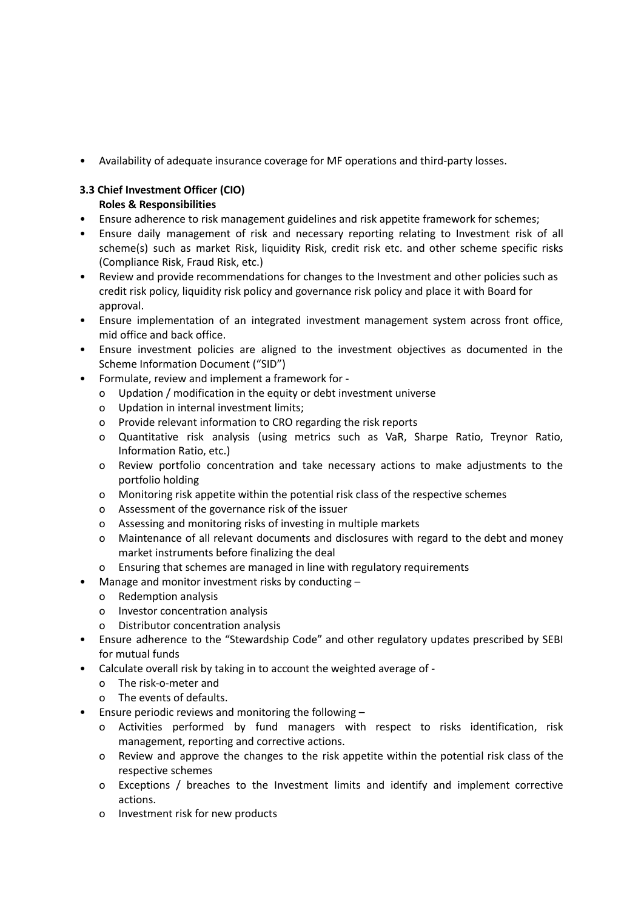- Availability of adequate insurance coverage for MF operations and third-party losses.

### 3.3 Chief Investment Officer (CIO)

**Roles & Responsibilities**

- Ensure adherence to risk management guidelines and risk appetite framework for schemes;
- Ensure daily management of risk and necessary reporting relating to Investment risk of all scheme(s) such as market Risk, liquidity Risk, credit risk etc. and other scheme specific risks (Compliance Risk, Fraud Risk, etc.)
- Review and provide recommendations for changes to the Investment and other policies such as credit risk policy, liquidity risk policy and governance risk policy and place it with Board for approval.
- Ensure implementation of an integrated investment management system across front office, mid office and back office.
- Ensure investment policies are aligned to the investment objectives as documented in the Scheme Information Document ("SID")
- Formulate, review and implement a framework for -
  - Updation / modification in the equity or debt investment universe
  - Updation in internal investment limits;
  - Provide relevant information to CRO regarding the risk reports
  - Quantitative risk analysis (using metrics such as VaR, Sharpe Ratio, Treynor Ratio, Information Ratio, etc.)
  - Review portfolio concentration and take necessary actions to make adjustments to the portfolio holding
  - Monitoring risk appetite within the potential risk class of the respective schemes
  - Assessment of the governance risk of the issuer
  - Assessing and monitoring risks of investing in multiple markets
  - Maintenance of all relevant documents and disclosures with regard to the debt and money market instruments before finalizing the deal
  - Ensuring that schemes are managed in line with regulatory requirements
- Manage and monitor investment risks by conducting –
  - Redemption analysis
  - Investor concentration analysis
  - Distributor concentration analysis
- Ensure adherence to the "Stewardship Code" and other regulatory updates prescribed by SEBI for mutual funds
- Calculate overall risk by taking in to account the weighted average of -
  - The risk-o-meter and
  - The events of defaults.
- Ensure periodic reviews and monitoring the following –
  - Activities performed by fund managers with respect to risks identification, risk management, reporting and corrective actions.
  - Review and approve the changes to the risk appetite within the potential risk class of the respective schemes
  - Exceptions / breaches to the Investment limits and identify and implement corrective actions.
  - Investment risk for new products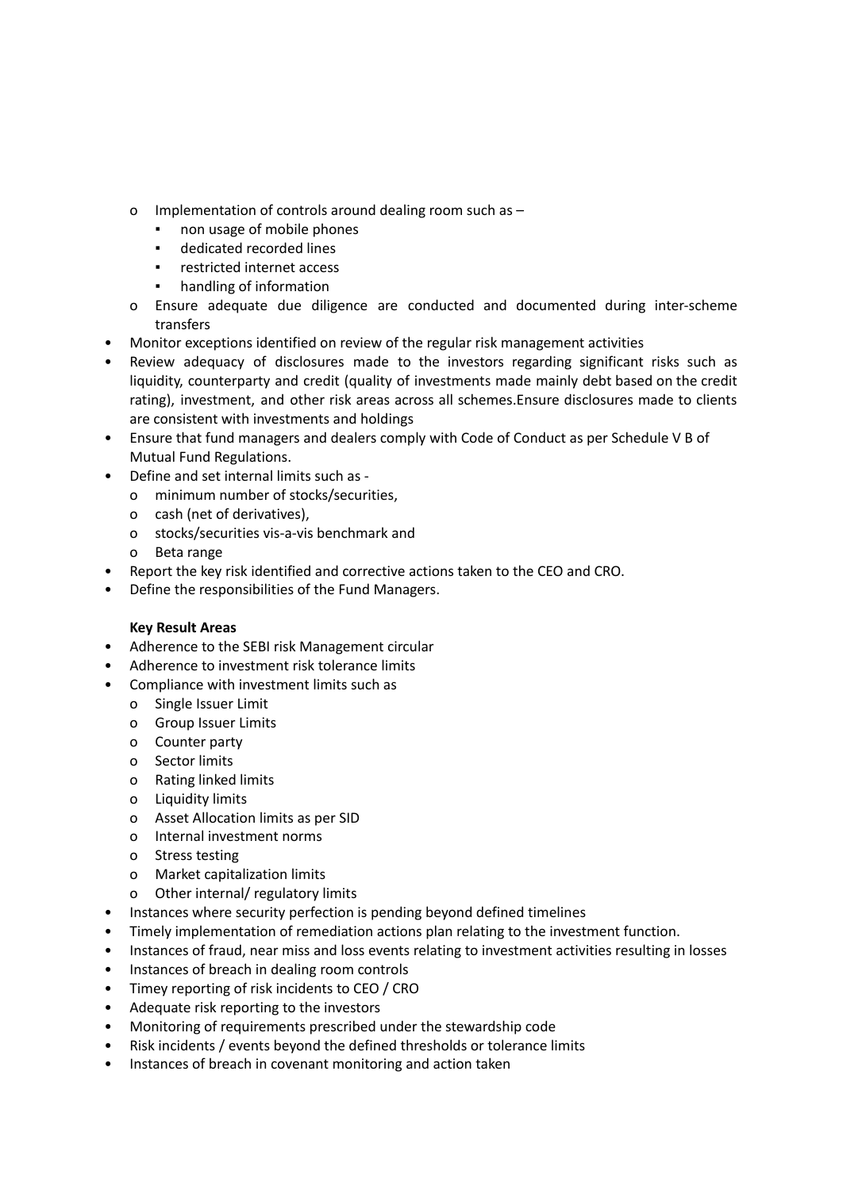- Implementation of controls around dealing room such as –
    - non usage of mobile phones
    - dedicated recorded lines
    - restricted internet access
    - handling of information
  - Ensure adequate due diligence are conducted and documented during inter-scheme transfers
- Monitor exceptions identified on review of the regular risk management activities
- Review adequacy of disclosures made to the investors regarding significant risks such as liquidity, counterparty and credit (quality of investments made mainly debt based on the credit rating), investment, and other risk areas across all schemes.Ensure disclosures made to clients are consistent with investments and holdings
- Ensure that fund managers and dealers comply with Code of Conduct as per Schedule V B of Mutual Fund Regulations.
- Define and set internal limits such as -
  - minimum number of stocks/securities,
  - cash (net of derivatives),
  - stocks/securities vis-a-vis benchmark and
  - Beta range
- Report the key risk identified and corrective actions taken to the CEO and CRO.
- Define the responsibilities of the Fund Managers.

**Key Result Areas**

- Adherence to the SEBI risk Management circular
- Adherence to investment risk tolerance limits
- Compliance with investment limits such as
  - Single Issuer Limit
  - Group Issuer Limits
  - Counter party
  - Sector limits
  - Rating linked limits
  - Liquidity limits
  - Asset Allocation limits as per SID
  - Internal investment norms
  - Stress testing
  - Market capitalization limits
  - Other internal/ regulatory limits
- Instances where security perfection is pending beyond defined timelines
- Timely implementation of remediation actions plan relating to the investment function.
- Instances of fraud, near miss and loss events relating to investment activities resulting in losses
- Instances of breach in dealing room controls
- Timey reporting of risk incidents to CEO / CRO
- Adequate risk reporting to the investors
- Monitoring of requirements prescribed under the stewardship code
- Risk incidents / events beyond the defined thresholds or tolerance limits
- Instances of breach in covenant monitoring and action taken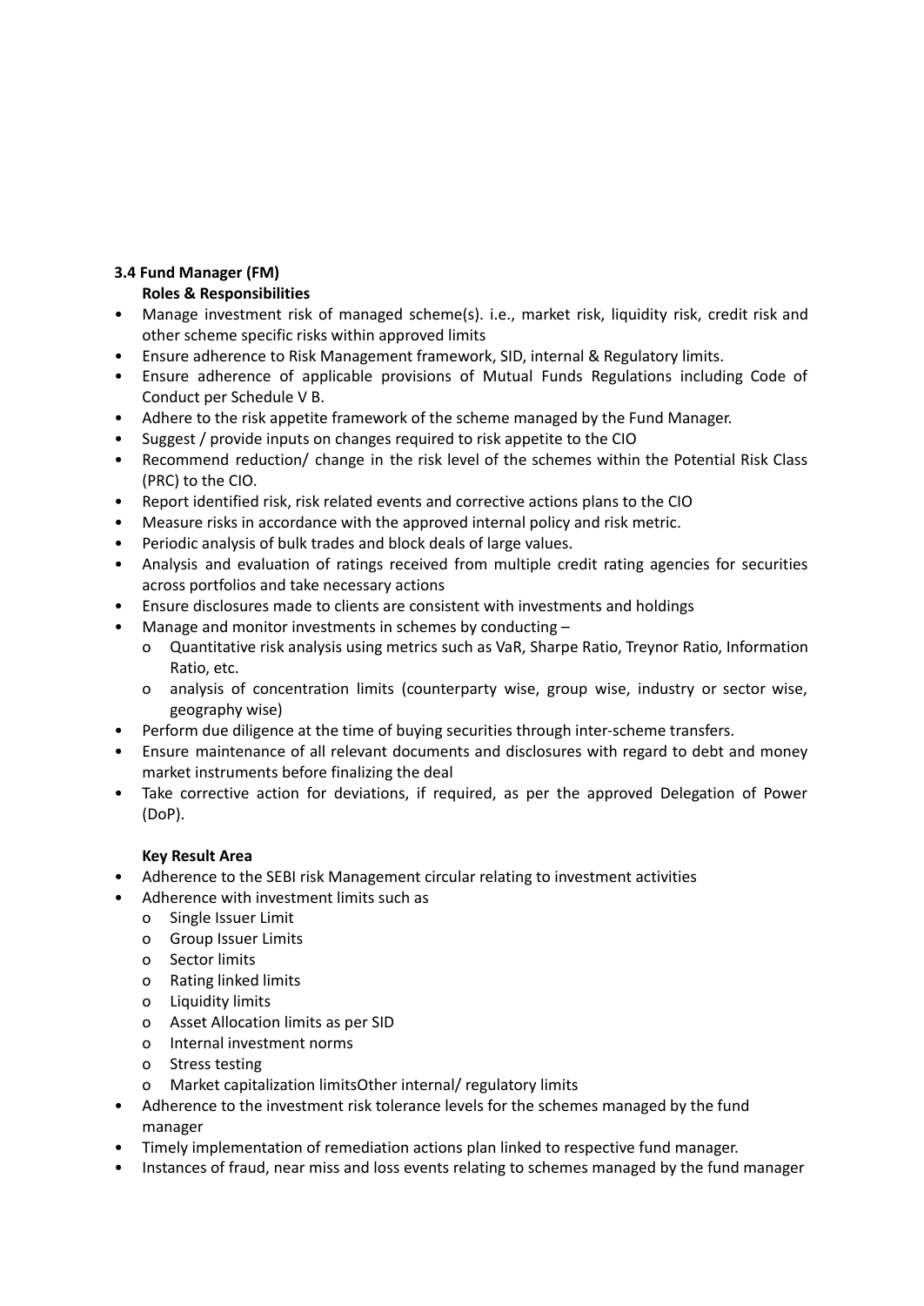### 3.4 Fund Manager (FM)

**Roles & Responsibilities**

- Manage investment risk of managed scheme(s). i.e., market risk, liquidity risk, credit risk and other scheme specific risks within approved limits
- Ensure adherence to Risk Management framework, SID, internal & Regulatory limits.
- Ensure adherence of applicable provisions of Mutual Funds Regulations including Code of Conduct per Schedule V B.
- Adhere to the risk appetite framework of the scheme managed by the Fund Manager.
- Suggest / provide inputs on changes required to risk appetite to the CIO
- Recommend reduction/ change in the risk level of the schemes within the Potential Risk Class (PRC) to the CIO.
- Report identified risk, risk related events and corrective actions plans to the CIO
- Measure risks in accordance with the approved internal policy and risk metric.
- Periodic analysis of bulk trades and block deals of large values.
- Analysis and evaluation of ratings received from multiple credit rating agencies for securities across portfolios and take necessary actions
- Ensure disclosures made to clients are consistent with investments and holdings
- Manage and monitor investments in schemes by conducting –
  - Quantitative risk analysis using metrics such as VaR, Sharpe Ratio, Treynor Ratio, Information Ratio, etc.
  - analysis of concentration limits (counterparty wise, group wise, industry or sector wise, geography wise)
- Perform due diligence at the time of buying securities through inter-scheme transfers.
- Ensure maintenance of all relevant documents and disclosures with regard to debt and money market instruments before finalizing the deal
- Take corrective action for deviations, if required, as per the approved Delegation of Power (DoP).

**Key Result Area**

- Adherence to the SEBI risk Management circular relating to investment activities
- Adherence with investment limits such as
  - Single Issuer Limit
  - Group Issuer Limits
  - Sector limits
  - Rating linked limits
  - Liquidity limits
  - Asset Allocation limits as per SID
  - Internal investment norms
  - Stress testing
  - Market capitalization limitsOther internal/ regulatory limits
- Adherence to the investment risk tolerance levels for the schemes managed by the fund manager
- Timely implementation of remediation actions plan linked to respective fund manager.
- Instances of fraud, near miss and loss events relating to schemes managed by the fund manager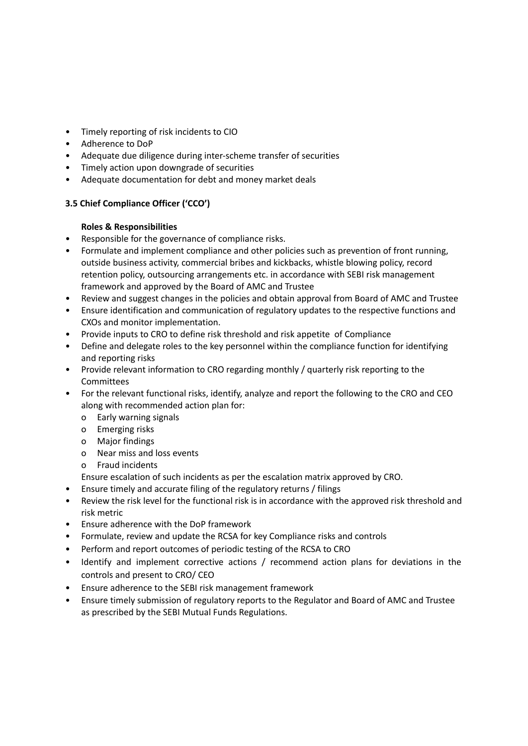- Timely reporting of risk incidents to CIO
- Adherence to DoP
- Adequate due diligence during inter-scheme transfer of securities
- Timely action upon downgrade of securities
- Adequate documentation for debt and money market deals

**3.5 Chief Compliance Officer ('CCO')**

**Roles & Responsibilities**

- Responsible for the governance of compliance risks.
- Formulate and implement compliance and other policies such as prevention of front running, outside business activity, commercial bribes and kickbacks, whistle blowing policy, record retention policy, outsourcing arrangements etc. in accordance with SEBI risk management framework and approved by the Board of AMC and Trustee
- Review and suggest changes in the policies and obtain approval from Board of AMC and Trustee
- Ensure identification and communication of regulatory updates to the respective functions and CXOs and monitor implementation.
- Provide inputs to CRO to define risk threshold and risk appetite of Compliance
- Define and delegate roles to the key personnel within the compliance function for identifying and reporting risks
- Provide relevant information to CRO regarding monthly / quarterly risk reporting to the Committees
- For the relevant functional risks, identify, analyze and report the following to the CRO and CEO along with recommended action plan for:
  - Early warning signals
  - Emerging risks
  - Major findings
  - Near miss and loss events
  - Fraud incidents

  Ensure escalation of such incidents as per the escalation matrix approved by CRO.
- Ensure timely and accurate filing of the regulatory returns / filings
- Review the risk level for the functional risk is in accordance with the approved risk threshold and risk metric
- Ensure adherence with the DoP framework
- Formulate, review and update the RCSA for key Compliance risks and controls
- Perform and report outcomes of periodic testing of the RCSA to CRO
- Identify and implement corrective actions / recommend action plans for deviations in the controls and present to CRO/ CEO
- Ensure adherence to the SEBI risk management framework
- Ensure timely submission of regulatory reports to the Regulator and Board of AMC and Trustee as prescribed by the SEBI Mutual Funds Regulations.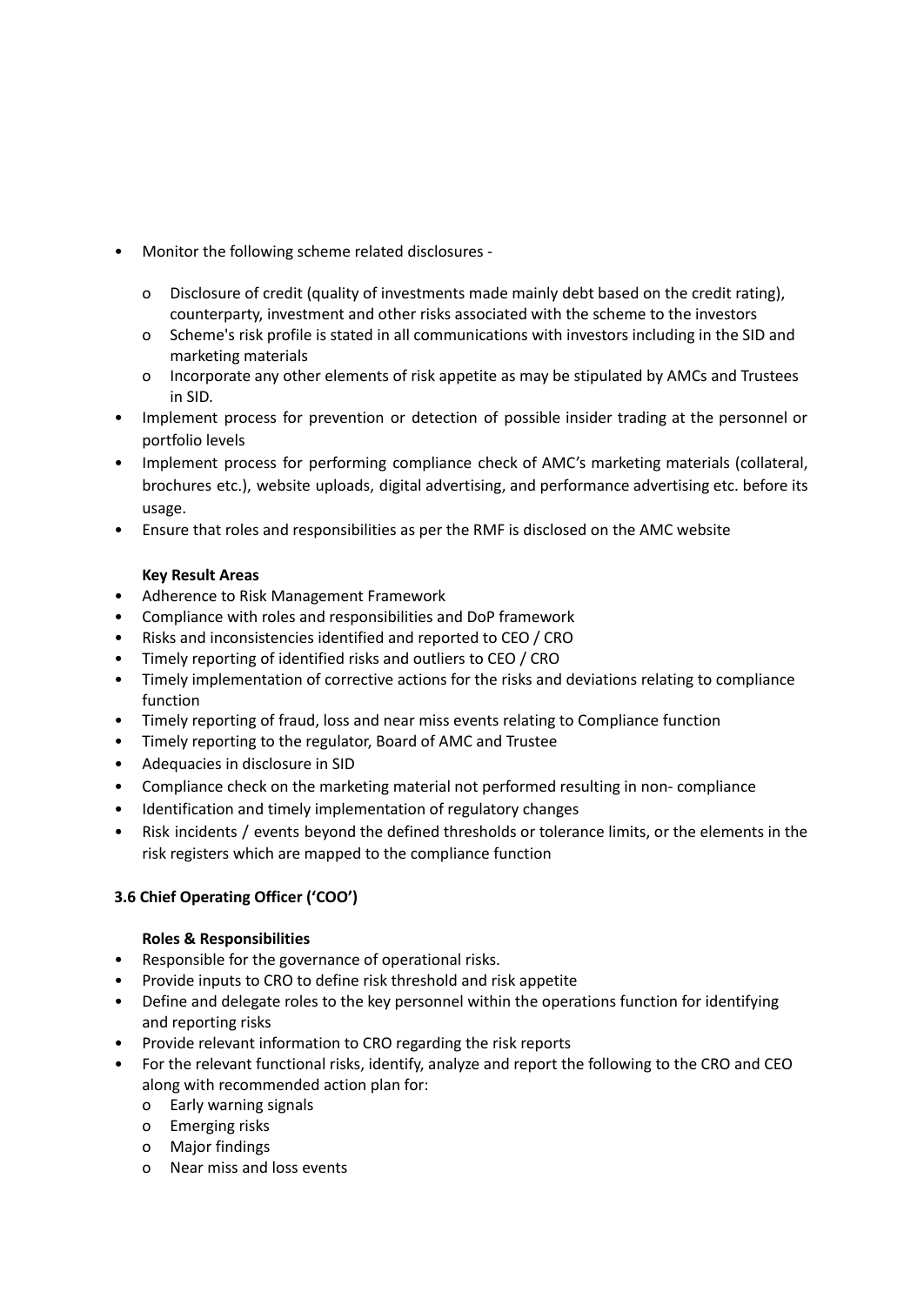- Monitor the following scheme related disclosures -
  - Disclosure of credit (quality of investments made mainly debt based on the credit rating), counterparty, investment and other risks associated with the scheme to the investors
  - Scheme's risk profile is stated in all communications with investors including in the SID and marketing materials
  - Incorporate any other elements of risk appetite as may be stipulated by AMCs and Trustees in SID.
- Implement process for prevention or detection of possible insider trading at the personnel or portfolio levels
- Implement process for performing compliance check of AMC's marketing materials (collateral, brochures etc.), website uploads, digital advertising, and performance advertising etc. before its usage.
- Ensure that roles and responsibilities as per the RMF is disclosed on the AMC website

**Key Result Areas**

- Adherence to Risk Management Framework
- Compliance with roles and responsibilities and DoP framework
- Risks and inconsistencies identified and reported to CEO / CRO
- Timely reporting of identified risks and outliers to CEO / CRO
- Timely implementation of corrective actions for the risks and deviations relating to compliance function
- Timely reporting of fraud, loss and near miss events relating to Compliance function
- Timely reporting to the regulator, Board of AMC and Trustee
- Adequacies in disclosure in SID
- Compliance check on the marketing material not performed resulting in non- compliance
- Identification and timely implementation of regulatory changes
- Risk incidents / events beyond the defined thresholds or tolerance limits, or the elements in the risk registers which are mapped to the compliance function

### 3.6 Chief Operating Officer ('COO')

**Roles & Responsibilities**

- Responsible for the governance of operational risks.
- Provide inputs to CRO to define risk threshold and risk appetite
- Define and delegate roles to the key personnel within the operations function for identifying and reporting risks
- Provide relevant information to CRO regarding the risk reports
- For the relevant functional risks, identify, analyze and report the following to the CRO and CEO along with recommended action plan for:
  - Early warning signals
  - Emerging risks
  - Major findings
  - Near miss and loss events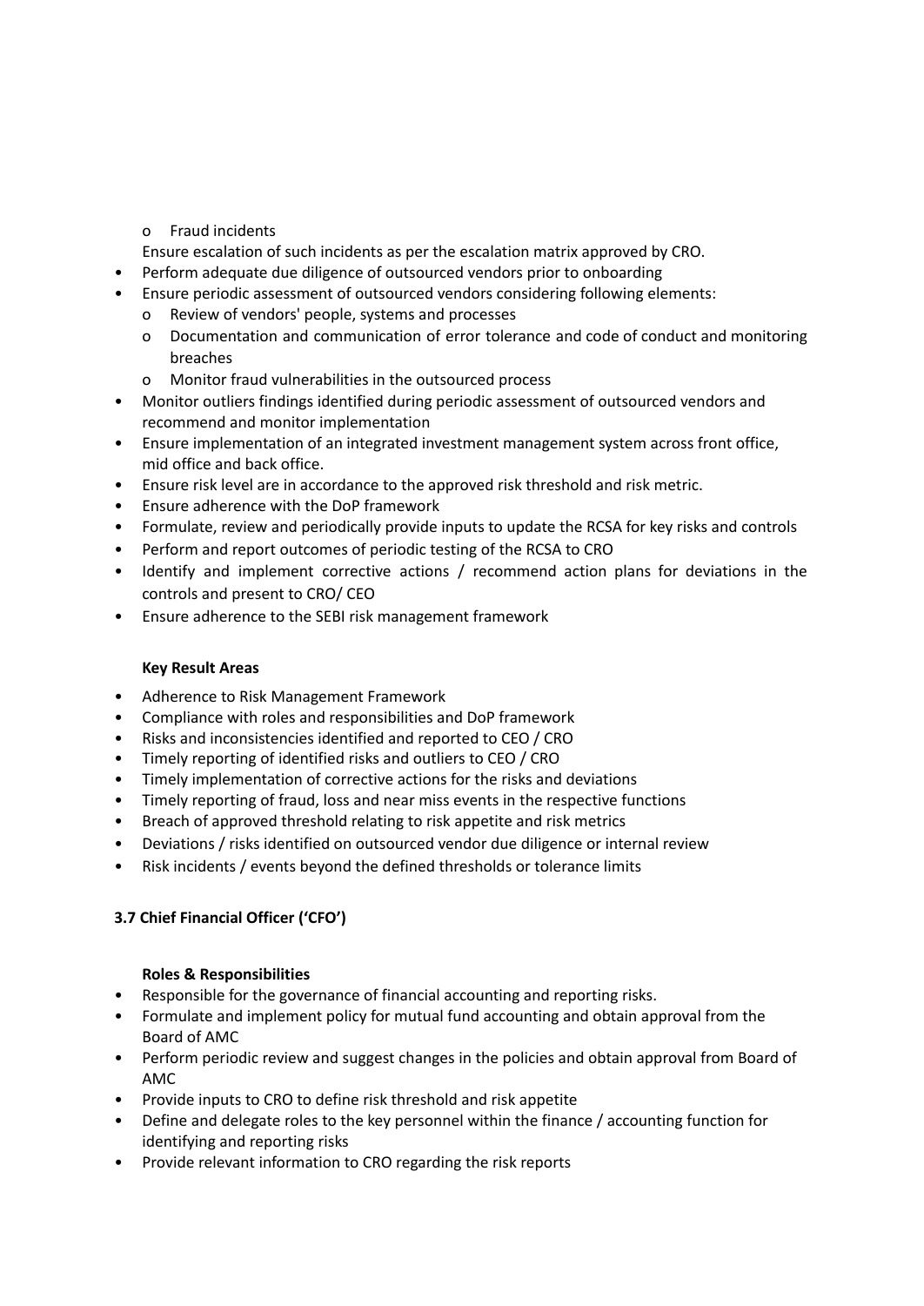- Fraud incidents

  Ensure escalation of such incidents as per the escalation matrix approved by CRO.
- Perform adequate due diligence of outsourced vendors prior to onboarding
- Ensure periodic assessment of outsourced vendors considering following elements:
  - Review of vendors' people, systems and processes
  - Documentation and communication of error tolerance and code of conduct and monitoring breaches
  - Monitor fraud vulnerabilities in the outsourced process
- Monitor outliers findings identified during periodic assessment of outsourced vendors and recommend and monitor implementation
- Ensure implementation of an integrated investment management system across front office, mid office and back office.
- Ensure risk level are in accordance to the approved risk threshold and risk metric.
- Ensure adherence with the DoP framework
- Formulate, review and periodically provide inputs to update the RCSA for key risks and controls
- Perform and report outcomes of periodic testing of the RCSA to CRO
- Identify and implement corrective actions / recommend action plans for deviations in the controls and present to CRO/ CEO
- Ensure adherence to the SEBI risk management framework

**Key Result Areas**

- Adherence to Risk Management Framework
- Compliance with roles and responsibilities and DoP framework
- Risks and inconsistencies identified and reported to CEO / CRO
- Timely reporting of identified risks and outliers to CEO / CRO
- Timely implementation of corrective actions for the risks and deviations
- Timely reporting of fraud, loss and near miss events in the respective functions
- Breach of approved threshold relating to risk appetite and risk metrics
- Deviations / risks identified on outsourced vendor due diligence or internal review
- Risk incidents / events beyond the defined thresholds or tolerance limits

### 3.7 Chief Financial Officer ('CFO')

**Roles & Responsibilities**

- Responsible for the governance of financial accounting and reporting risks.
- Formulate and implement policy for mutual fund accounting and obtain approval from the Board of AMC
- Perform periodic review and suggest changes in the policies and obtain approval from Board of AMC
- Provide inputs to CRO to define risk threshold and risk appetite
- Define and delegate roles to the key personnel within the finance / accounting function for identifying and reporting risks
- Provide relevant information to CRO regarding the risk reports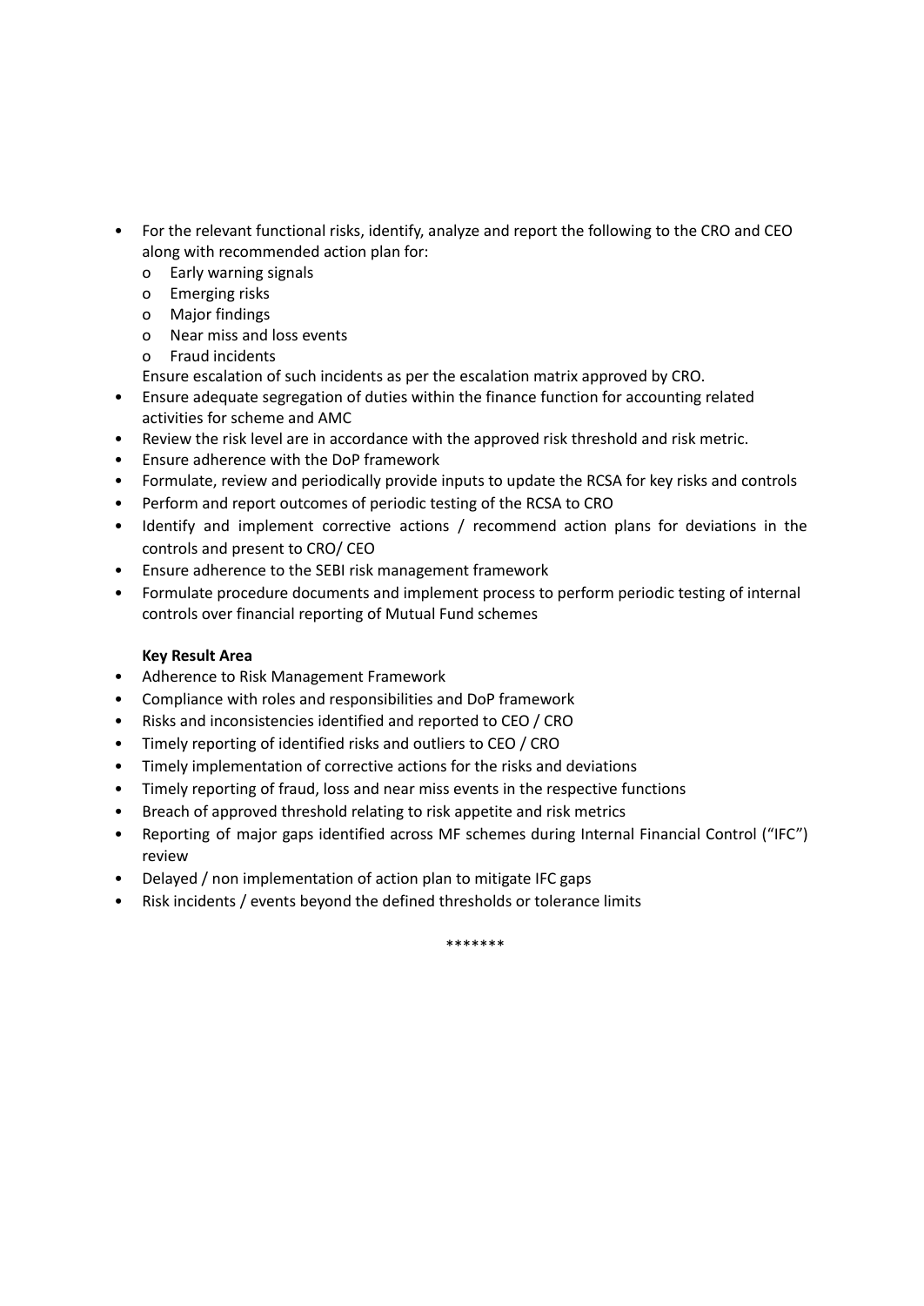- For the relevant functional risks, identify, analyze and report the following to the CRO and CEO along with recommended action plan for:
  - Early warning signals
  - Emerging risks
  - Major findings
  - Near miss and loss events
  - Fraud incidents

  Ensure escalation of such incidents as per the escalation matrix approved by CRO.
- Ensure adequate segregation of duties within the finance function for accounting related activities for scheme and AMC
- Review the risk level are in accordance with the approved risk threshold and risk metric.
- Ensure adherence with the DoP framework
- Formulate, review and periodically provide inputs to update the RCSA for key risks and controls
- Perform and report outcomes of periodic testing of the RCSA to CRO
- Identify and implement corrective actions / recommend action plans for deviations in the controls and present to CRO/ CEO
- Ensure adherence to the SEBI risk management framework
- Formulate procedure documents and implement process to perform periodic testing of internal controls over financial reporting of Mutual Fund schemes

**Key Result Area**

- Adherence to Risk Management Framework
- Compliance with roles and responsibilities and DoP framework
- Risks and inconsistencies identified and reported to CEO / CRO
- Timely reporting of identified risks and outliers to CEO / CRO
- Timely implementation of corrective actions for the risks and deviations
- Timely reporting of fraud, loss and near miss events in the respective functions
- Breach of approved threshold relating to risk appetite and risk metrics
- Reporting of major gaps identified across MF schemes during Internal Financial Control ("IFC") review
- Delayed / non implementation of action plan to mitigate IFC gaps
- Risk incidents / events beyond the defined thresholds or tolerance limits

*******